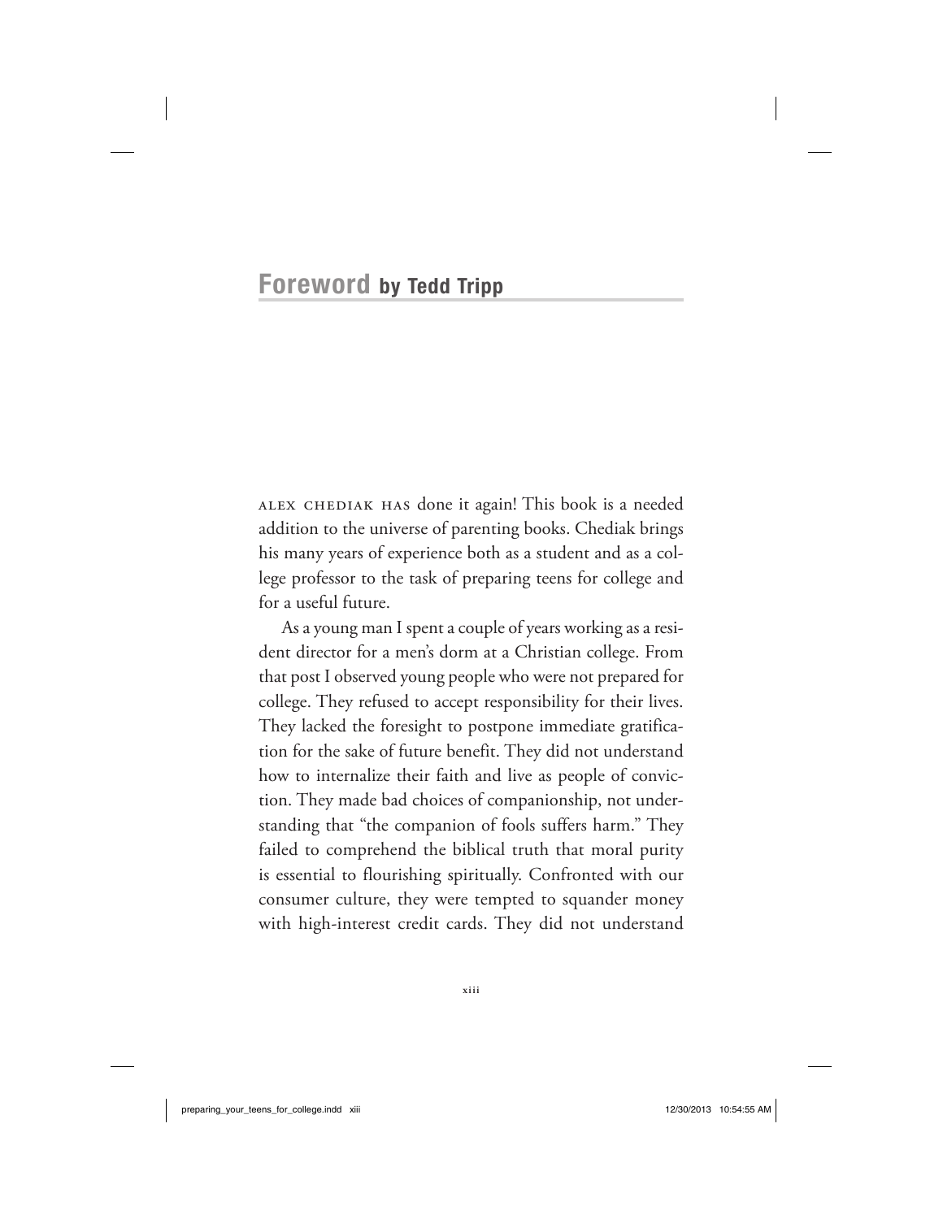# Foreword by Tedd Tripp

ALEX CHEDIAK HAS done it again! This book is a needed addition to the universe of parenting books. Chediak brings his many years of experience both as a student and as a college professor to the task of preparing teens for college and for a useful future.

As a young man I spent a couple of years working as a resident director for a men's dorm at a Christian college. From that post I observed young people who were not prepared for college. They refused to accept responsibility for their lives. They lacked the foresight to postpone immediate gratification for the sake of future benefit. They did not understand how to internalize their faith and live as people of conviction. They made bad choices of companionship, not understanding that "the companion of fools suffers harm." They failed to comprehend the biblical truth that moral purity is essential to flourishing spiritually. Confronted with our consumer culture, they were tempted to squander money with high-interest credit cards. They did not understand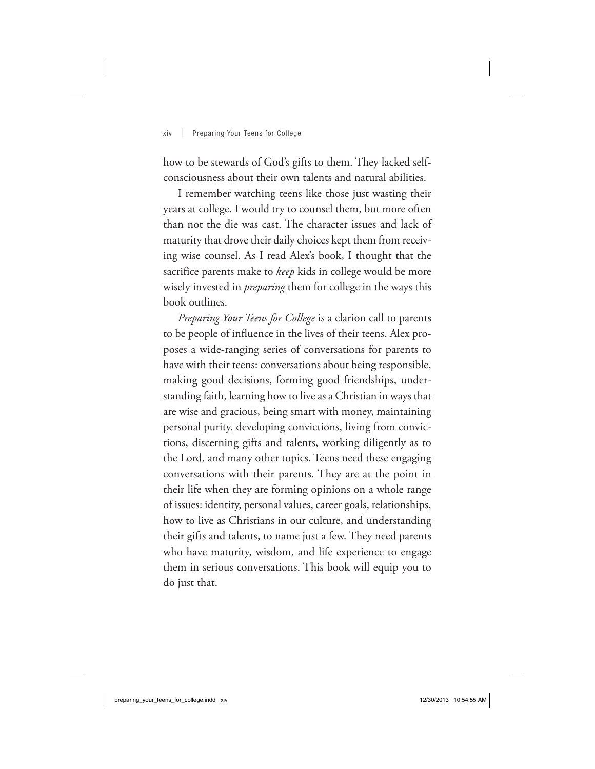how to be stewards of God's gifts to them. They lacked self-consciousness about their own talents and natural abilities.

I remember watching teens like those just wasting their years at college. I would try to counsel them, but more often than not the die was cast. The character issues and lack of maturity that drove their daily choices kept them from receiving wise counsel. As I read Alex's book, I thought that the sacrifice parents make to *keep* kids in college would be more wisely invested in *preparing* them for college in the ways this book outlines.

*Preparing Your Teens for College* is a clarion call to parents to be people of influence in the lives of their teens. Alex proposes a wide-ranging series of conversations for parents to have with their teens: conversations about being responsible, making good decisions, forming good friendships, understanding faith, learning how to live as a Christian in ways that are wise and gracious, being smart with money, maintaining personal purity, developing convictions, living from convictions, discerning gifts and talents, working diligently as to the Lord, and many other topics. Teens need these engaging conversations with their parents. They are at the point in their life when they are forming opinions on a whole range of issues: identity, personal values, career goals, relationships, how to live as Christians in our culture, and understanding their gifts and talents, to name just a few. They need parents who have maturity, wisdom, and life experience to engage them in serious conversations. This book will equip you to do just that.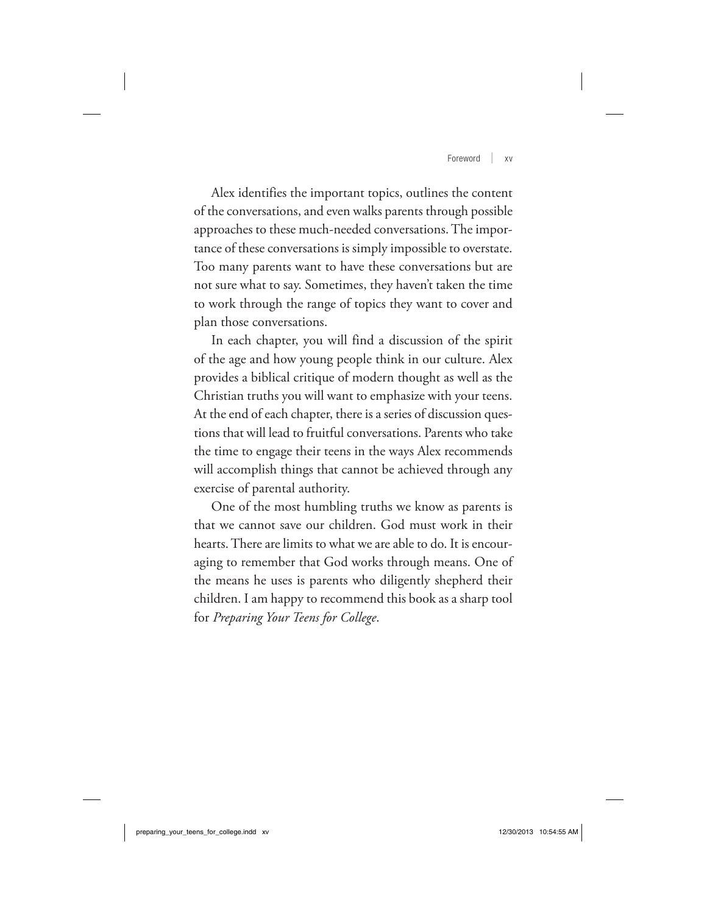Alex identifies the important topics, outlines the content of the conversations, and even walks parents through possible approaches to these much-needed conversations. The importance of these conversations is simply impossible to overstate. Too many parents want to have these conversations but are not sure what to say. Sometimes, they haven't taken the time to work through the range of topics they want to cover and plan those conversations.

In each chapter, you will find a discussion of the spirit of the age and how young people think in our culture. Alex provides a biblical critique of modern thought as well as the Christian truths you will want to emphasize with your teens. At the end of each chapter, there is a series of discussion questions that will lead to fruitful conversations. Parents who take the time to engage their teens in the ways Alex recommends will accomplish things that cannot be achieved through any exercise of parental authority.

One of the most humbling truths we know as parents is that we cannot save our children. God must work in their hearts. There are limits to what we are able to do. It is encouraging to remember that God works through means. One of the means he uses is parents who diligently shepherd their children. I am happy to recommend this book as a sharp tool for *Preparing Your Teens for College*.